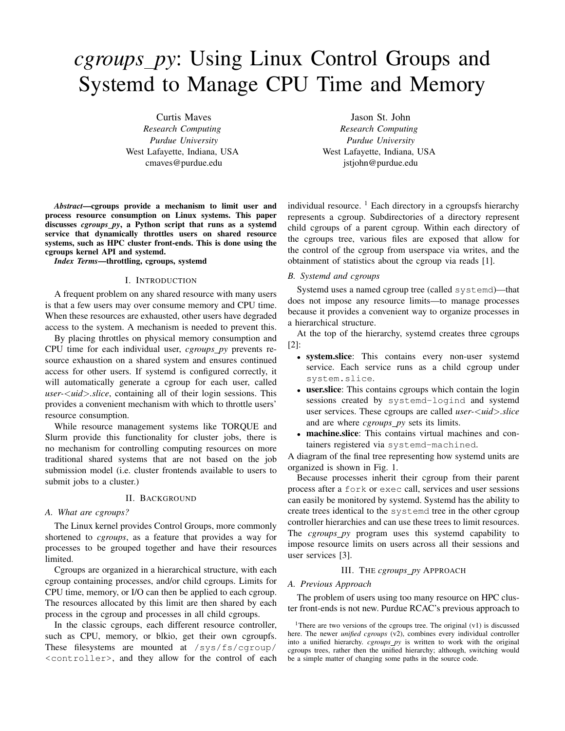# *cgroups_py*: Using Linux Control Groups and Systemd to Manage CPU Time and Memory

Curtis Maves
*Research Computing*
*Purdue University*
West Lafayette, Indiana, USA
cmaves@purdue.edu

Jason St. John
*Research Computing*
*Purdue University*
West Lafayette, Indiana, USA
jstjohn@purdue.edu

***Abstract*—cgroups provide a mechanism to limit user and process resource consumption on Linux systems. This paper discusses *cgroups_py*, a Python script that runs as a systemd service that dynamically throttles users on shared resource systems, such as HPC cluster front-ends. This is done using the cgroups kernel API and systemd.**

***Index Terms*—throttling, cgroups, systemd**

## I. Introduction

A frequent problem on any shared resource with many users is that a few users may over consume memory and CPU time. When these resources are exhausted, other users have degraded access to the system. A mechanism is needed to prevent this.

By placing throttles on physical memory consumption and CPU time for each individual user, *cgroups_py* prevents resource exhaustion on a shared system and ensures continued access for other users. If systemd is configured correctly, it will automatically generate a cgroup for each user, called *user-<uid>.slice*, containing all of their login sessions. This provides a convenient mechanism with which to throttle users' resource consumption.

While resource management systems like TORQUE and Slurm provide this functionality for cluster jobs, there is no mechanism for controlling computing resources on more traditional shared systems that are not based on the job submission model (i.e. cluster frontends available to users to submit jobs to a cluster.)

## II. Background

### A. What are cgroups?

The Linux kernel provides Control Groups, more commonly shortened to *cgroups*, as a feature that provides a way for processes to be grouped together and have their resources limited.

Cgroups are organized in a hierarchical structure, with each cgroup containing processes, and/or child cgroups. Limits for CPU time, memory, or I/O can then be applied to each cgroup. The resources allocated by this limit are then shared by each process in the cgroup and processes in all child cgroups.

In the classic cgroups, each different resource controller, such as CPU, memory, or blkio, get their own cgroupfs. These filesystems are mounted at `/sys/fs/cgroup/<controller>`, and they allow for the control of each individual resource. [1] Each directory in a cgroupsfs hierarchy represents a cgroup. Subdirectories of a directory represent child cgroups of a parent cgroup. Within each directory of the cgroups tree, various files are exposed that allow for the control of the cgroup from userspace via writes, and the obtainment of statistics about the cgroup via reads [1].

### B. Systemd and cgroups

Systemd uses a named cgroup tree (called `systemd`)—that does not impose any resource limits—to manage processes because it provides a convenient way to organize processes in a hierarchical structure.

At the top of the hierarchy, systemd creates three cgroups [2]:

- **system.slice**: This contains every non-user systemd service. Each service runs as a child cgroup under `system.slice`.
- **user.slice**: This contains cgroups which contain the login sessions created by `systemd-logind` and systemd user services. These cgroups are called *user-<uid>.slice* and are where *cgroups_py* sets its limits.
- **machine.slice**: This contains virtual machines and containers registered via `systemd-machined`.

A diagram of the final tree representing how systemd units are organized is shown in Fig. 1.

Because processes inherit their cgroup from their parent process after a `fork` or `exec` call, services and user sessions can easily be monitored by systemd. Systemd has the ability to create trees identical to the `systemd` tree in the other cgroup controller hierarchies and can use these trees to limit resources. The *cgroups_py* program uses this systemd capability to impose resource limits on users across all their sessions and user services [3].

## III. The *cgroups_py* Approach

### A. Previous Approach

The problem of users using too many resource on HPC cluster front-ends is not new. Purdue RCAC's previous approach to

[1] There are two versions of the cgroups tree. The original (v1) is discussed here. The newer *unified cgroups* (v2), combines every individual controller into a unified hierarchy. *cgroups_py* is written to work with the original cgroups trees, rather then the unified hierarchy; although, switching would be a simple matter of changing some paths in the source code.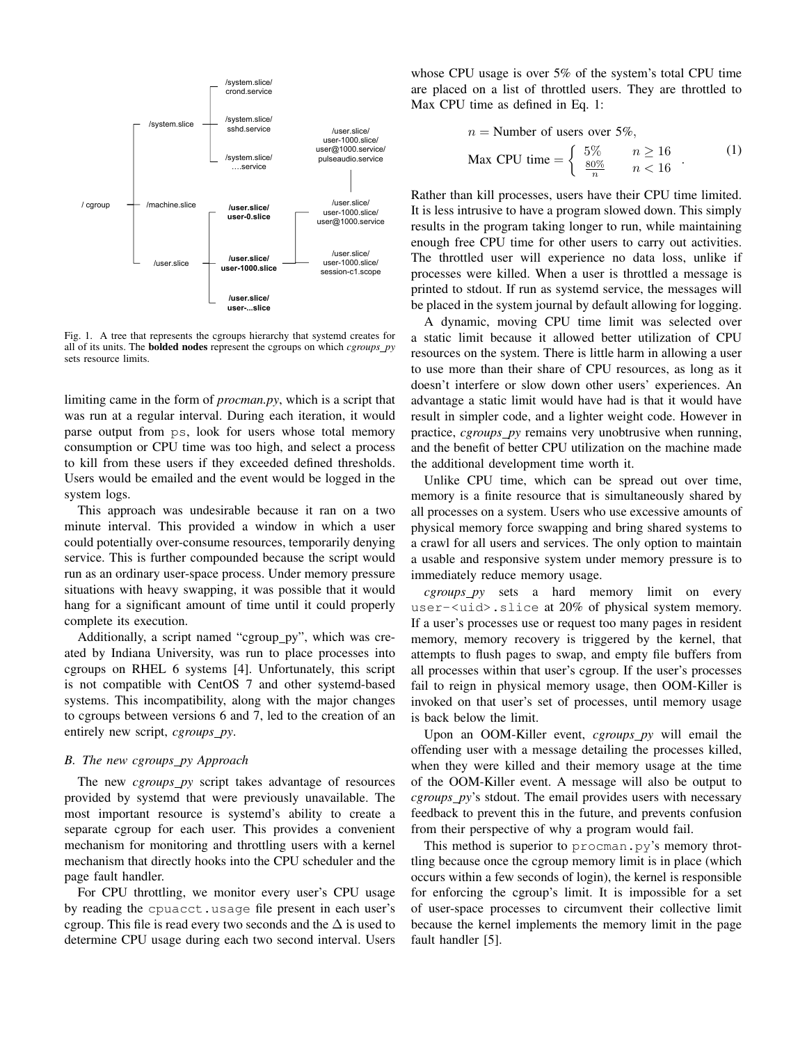Fig. 1. A tree that represents the cgroups hierarchy that systemd creates for all of its units. The **bolded nodes** represent the cgroups on which *cgroups_py* sets resource limits.

limiting came in the form of *procman.py*, which is a script that was run at a regular interval. During each iteration, it would parse output from `ps`, look for users whose total memory consumption or CPU time was too high, and select a process to kill from these users if they exceeded defined thresholds. Users would be emailed and the event would be logged in the system logs.

This approach was undesirable because it ran on a two minute interval. This provided a window in which a user could potentially over-consume resources, temporarily denying service. This is further compounded because the script would run as an ordinary user-space process. Under memory pressure situations with heavy swapping, it was possible that it would hang for a significant amount of time until it could properly complete its execution.

Additionally, a script named "cgroup_py", which was created by Indiana University, was run to place processes into cgroups on RHEL 6 systems [4]. Unfortunately, this script is not compatible with CentOS 7 and other systemd-based systems. This incompatibility, along with the major changes to cgroups between versions 6 and 7, led to the creation of an entirely new script, *cgroups_py*.

### B. The new cgroups_py Approach

The new *cgroups_py* script takes advantage of resources provided by systemd that were previously unavailable. The most important resource is systemd's ability to create a separate cgroup for each user. This provides a convenient mechanism for monitoring and throttling users with a kernel mechanism that directly hooks into the CPU scheduler and the page fault handler.

For CPU throttling, we monitor every user's CPU usage by reading the `cpuacct.usage` file present in each user's cgroup. This file is read every two seconds and the $\Delta$ is used to determine CPU usage during each two second interval. Users whose CPU usage is over 5% of the system's total CPU time are placed on a list of throttled users. They are throttled to Max CPU time as defined in Eq. 1:

$$
\begin{aligned}
&n = \text{Number of users over 5\%}, \\
&\text{Max CPU time} = \begin{cases} 5\% & n \geq 16 \\ \frac{80\%}{n} & n < 16 \end{cases}.
\end{aligned} \tag{1}
$$

Rather than kill processes, users have their CPU time limited. It is less intrusive to have a program slowed down. This simply results in the program taking longer to run, while maintaining enough free CPU time for other users to carry out activities. The throttled user will experience no data loss, unlike if processes were killed. When a user is throttled a message is printed to stdout. If run as systemd service, the messages will be placed in the system journal by default allowing for logging.

A dynamic, moving CPU time limit was selected over a static limit because it allowed better utilization of CPU resources on the system. There is little harm in allowing a user to use more than their share of CPU resources, as long as it doesn't interfere or slow down other users' experiences. An advantage a static limit would have had is that it would have result in simpler code, and a lighter weight code. However in practice, *cgroups_py* remains very unobtrusive when running, and the benefit of better CPU utilization on the machine made the additional development time worth it.

Unlike CPU time, which can be spread out over time, memory is a finite resource that is simultaneously shared by all processes on a system. Users who use excessive amounts of physical memory force swapping and bring shared systems to a crawl for all users and services. The only option to maintain a usable and responsive system under memory pressure is to immediately reduce memory usage.

*cgroups_py* sets a hard memory limit on every `user-<uid>.slice` at 20% of physical system memory. If a user's processes use or request too many pages in resident memory, memory recovery is triggered by the kernel, that attempts to flush pages to swap, and empty file buffers from all processes within that user's cgroup. If the user's processes fail to reign in physical memory usage, then OOM-Killer is invoked on that user's set of processes, until memory usage is back below the limit.

Upon an OOM-Killer event, *cgroups_py* will email the offending user with a message detailing the processes killed, when they were killed and their memory usage at the time of the OOM-Killer event. A message will also be output to *cgroups_py*'s stdout. The email provides users with necessary feedback to prevent this in the future, and prevents confusion from their perspective of why a program would fail.

This method is superior to `procman.py`'s memory throttling because once the cgroup memory limit is in place (which occurs within a few seconds of login), the kernel is responsible for enforcing the cgroup's limit. It is impossible for a set of user-space processes to circumvent their collective limit because the kernel implements the memory limit in the page fault handler [5].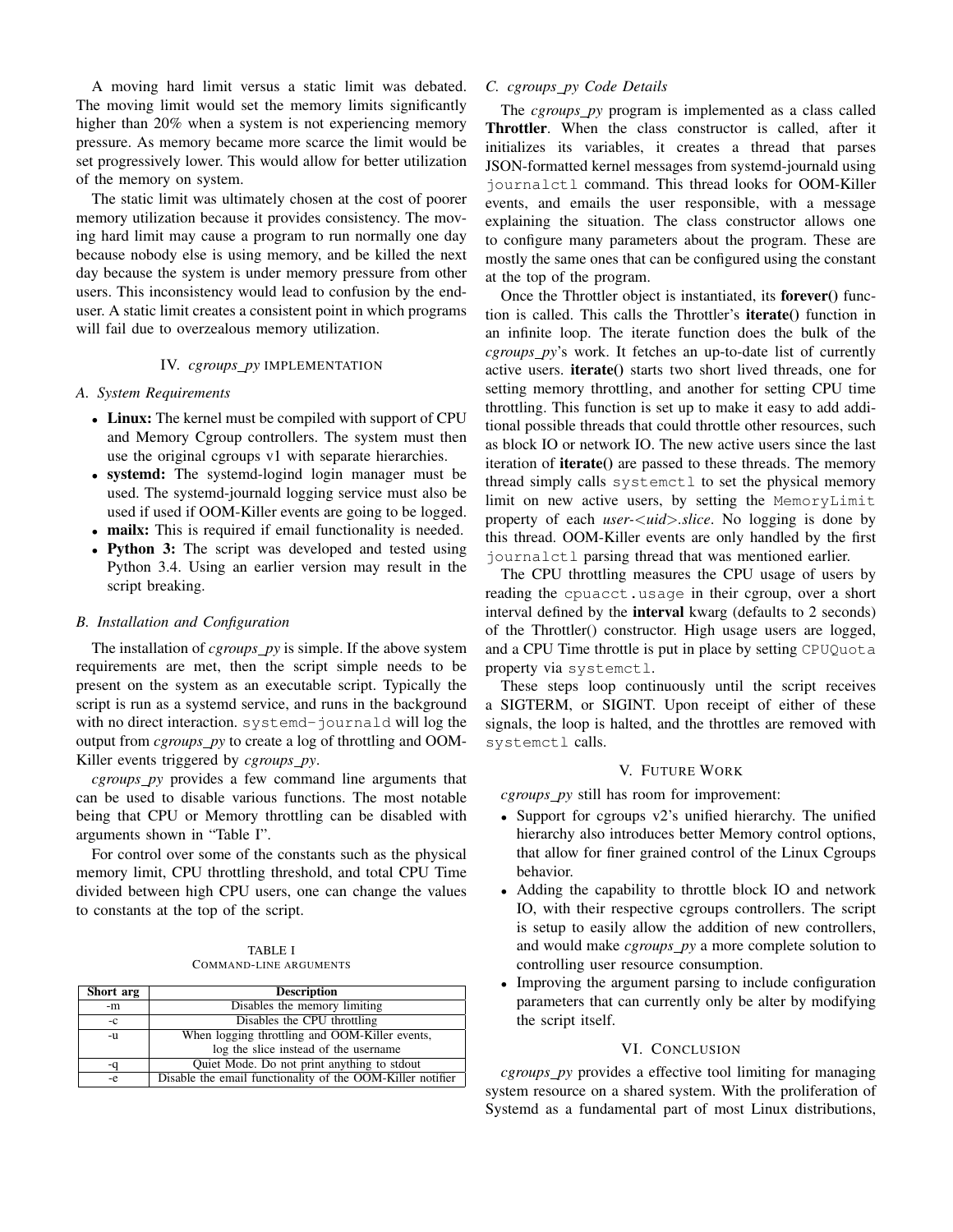A moving hard limit versus a static limit was debated. The moving limit would set the memory limits significantly higher than 20% when a system is not experiencing memory pressure. As memory became more scarce the limit would be set progressively lower. This would allow for better utilization of the memory on system.

The static limit was ultimately chosen at the cost of poorer memory utilization because it provides consistency. The moving hard limit may cause a program to run normally one day because nobody else is using memory, and be killed the next day because the system is under memory pressure from other users. This inconsistency would lead to confusion by the end-user. A static limit creates a consistent point in which programs will fail due to overzealous memory utilization.

## IV. *cgroups_py* Implementation

### A. System Requirements

- **Linux:** The kernel must be compiled with support of CPU and Memory Cgroup controllers. The system must then use the original cgroups v1 with separate hierarchies.
- **systemd:** The systemd-logind login manager must be used. The systemd-journald logging service must also be used if used if OOM-Killer events are going to be logged.
- **mailx:** This is required if email functionality is needed.
- **Python 3:** The script was developed and tested using Python 3.4. Using an earlier version may result in the script breaking.

### B. Installation and Configuration

The installation of *cgroups_py* is simple. If the above system requirements are met, then the script simple needs to be present on the system as an executable script. Typically the script is run as a systemd service, and runs in the background with no direct interaction. `systemd-journald` will log the output from *cgroups_py* to create a log of throttling and OOM-Killer events triggered by *cgroups_py*.

*cgroups_py* provides a few command line arguments that can be used to disable various functions. The most notable being that CPU or Memory throttling can be disabled with arguments shown in "Table I".

For control over some of the constants such as the physical memory limit, CPU throttling threshold, and total CPU Time divided between high CPU users, one can change the values to constants at the top of the script.

TABLE I
Command-line arguments

| Short arg | Description |
|---|---|
| -m | Disables the memory limiting |
| -c | Disables the CPU throttling |
| -u | When logging throttling and OOM-Killer events, log the slice instead of the username |
| -q | Quiet Mode. Do not print anything to stdout |
| -e | Disable the email functionality of the OOM-Killer notifier |

### C. *cgroups_py* Code Details

The *cgroups_py* program is implemented as a class called **Throttler**. When the class constructor is called, after it initializes its variables, it creates a thread that parses JSON-formatted kernel messages from systemd-journald using `journalctl` command. This thread looks for OOM-Killer events, and emails the user responsible, with a message explaining the situation. The class constructor allows one to configure many parameters about the program. These are mostly the same ones that can be configured using the constant at the top of the program.

Once the Throttler object is instantiated, its **forever()** function is called. This calls the Throttler's **iterate()** function in an infinite loop. The iterate function does the bulk of the *cgroups_py*'s work. It fetches an up-to-date list of currently active users. **iterate()** starts two short lived threads, one for setting memory throttling, and another for setting CPU time throttling. This function is set up to make it easy to add additional possible threads that could throttle other resources, such as block IO or network IO. The new active users since the last iteration of **iterate()** are passed to these threads. The memory thread simply calls `systemctl` to set the physical memory limit on new active users, by setting the `MemoryLimit` property of each *user-<uid>.slice*. No logging is done by this thread. OOM-Killer events are only handled by the first `journalctl` parsing thread that was mentioned earlier.

The CPU throttling measures the CPU usage of users by reading the `cpuacct.usage` in their cgroup, over a short interval defined by the **interval** kwarg (defaults to 2 seconds) of the Throttler() constructor. High usage users are logged, and a CPU Time throttle is put in place by setting `CPUQuota` property via `systemctl`.

These steps loop continuously until the script receives a SIGTERM, or SIGINT. Upon receipt of either of these signals, the loop is halted, and the throttles are removed with `systemctl` calls.

## V. Future Work

*cgroups_py* still has room for improvement:

- Support for cgroups v2's unified hierarchy. The unified hierarchy also introduces better Memory control options, that allow for finer grained control of the Linux Cgroups behavior.
- Adding the capability to throttle block IO and network IO, with their respective cgroups controllers. The script is setup to easily allow the addition of new controllers, and would make *cgroups_py* a more complete solution to controlling user resource consumption.
- Improving the argument parsing to include configuration parameters that can currently only be alter by modifying the script itself.

## VI. Conclusion

*cgroups_py* provides a effective tool limiting for managing system resource on a shared system. With the proliferation of Systemd as a fundamental part of most Linux distributions,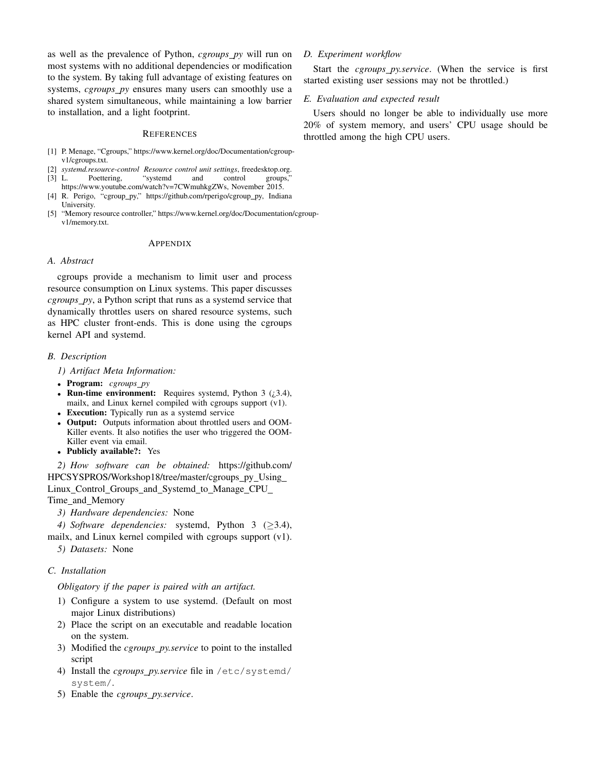as well as the prevalence of Python, *cgroups_py* will run on most systems with no additional dependencies or modification to the system. By taking full advantage of existing features on systems, *cgroups_py* ensures many users can smoothly use a shared system simultaneous, while maintaining a low barrier to installation, and a light footprint.

## References

[1] P. Menage, "Cgroups," https://www.kernel.org/doc/Documentation/cgroup-v1/cgroups.txt.

[2] *systemd.resource-control Resource control unit settings*, freedesktop.org.

[3] L. Poettering, "systemd and control groups," https://www.youtube.com/watch?v=7CWmuhkgZWs, November 2015.

[4] R. Perigo, "cgroup_py," https://github.com/rperigo/cgroup_py, Indiana University.

[5] "Memory resource controller," https://www.kernel.org/doc/Documentation/cgroup-v1/memory.txt.

## Appendix

### A. Abstract

cgroups provide a mechanism to limit user and process resource consumption on Linux systems. This paper discusses *cgroups_py*, a Python script that runs as a systemd service that dynamically throttles users on shared resource systems, such as HPC cluster front-ends. This is done using the cgroups kernel API and systemd.

### B. Description

*1) Artifact Meta Information:*

- **Program:** *cgroups_py*
- **Run-time environment:** Requires systemd, Python 3 (¿3.4), mailx, and Linux kernel compiled with cgroups support (v1).
- **Execution:** Typically run as a systemd service
- **Output:** Outputs information about throttled users and OOM-Killer events. It also notifies the user who triggered the OOM-Killer event via email.
- **Publicly available?:** Yes

*2) How software can be obtained:* https://github.com/HPCSYSPROS/Workshop18/tree/master/cgroups_py_Using_Linux_Control_Groups_and_Systemd_to_Manage_CPU_Time_and_Memory

*3) Hardware dependencies:* None

*4) Software dependencies:* systemd, Python 3 ($\geq$3.4), mailx, and Linux kernel compiled with cgroups support (v1).

*5) Datasets:* None

### C. Installation

*Obligatory if the paper is paired with an artifact.*

1) Configure a system to use systemd. (Default on most major Linux distributions)
2) Place the script on an executable and readable location on the system.
3) Modified the *cgroups_py.service* to point to the installed script
4) Install the *cgroups_py.service* file in `/etc/systemd/system/`.
5) Enable the *cgroups_py.service*.

### D. Experiment workflow

Start the *cgroups_py.service*. (When the service is first started existing user sessions may not be throttled.)

### E. Evaluation and expected result

Users should no longer be able to individually use more 20% of system memory, and users' CPU usage should be throttled among the high CPU users.